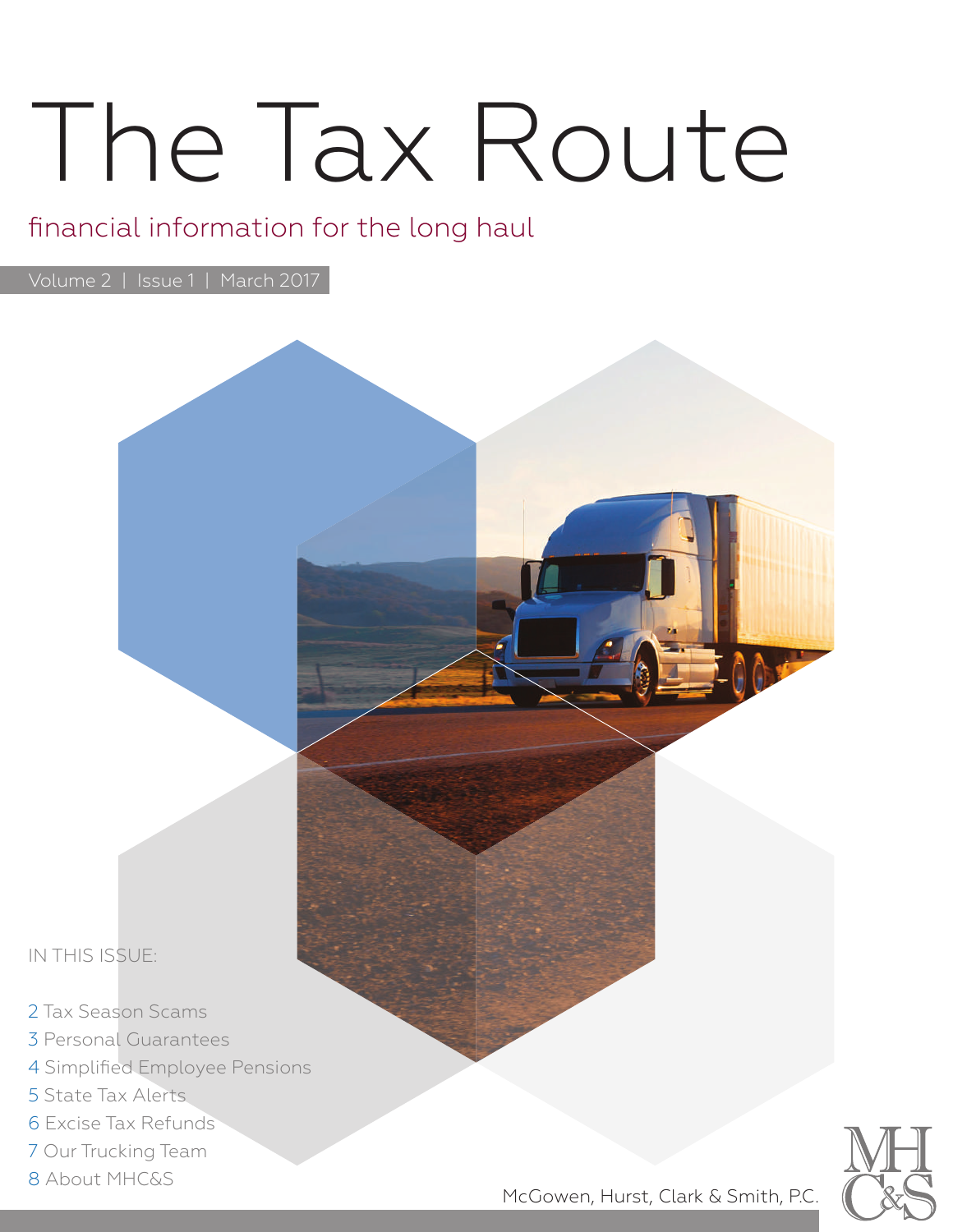# The Tax Route

financial information for the long haul

Volume 2 | Issue 1 | March 2017

IN THIS ISSUE:

- 2 Tax Season Scams
- 3 Personal Guarantees
- 4 Simplified Employee Pensions
- 5 State Tax Alerts
- 6 Excise Tax Refunds
- 7 Our Trucking Team
- 8 About MHC&S

McGowen, Hurst, Clark & Smith, P.C.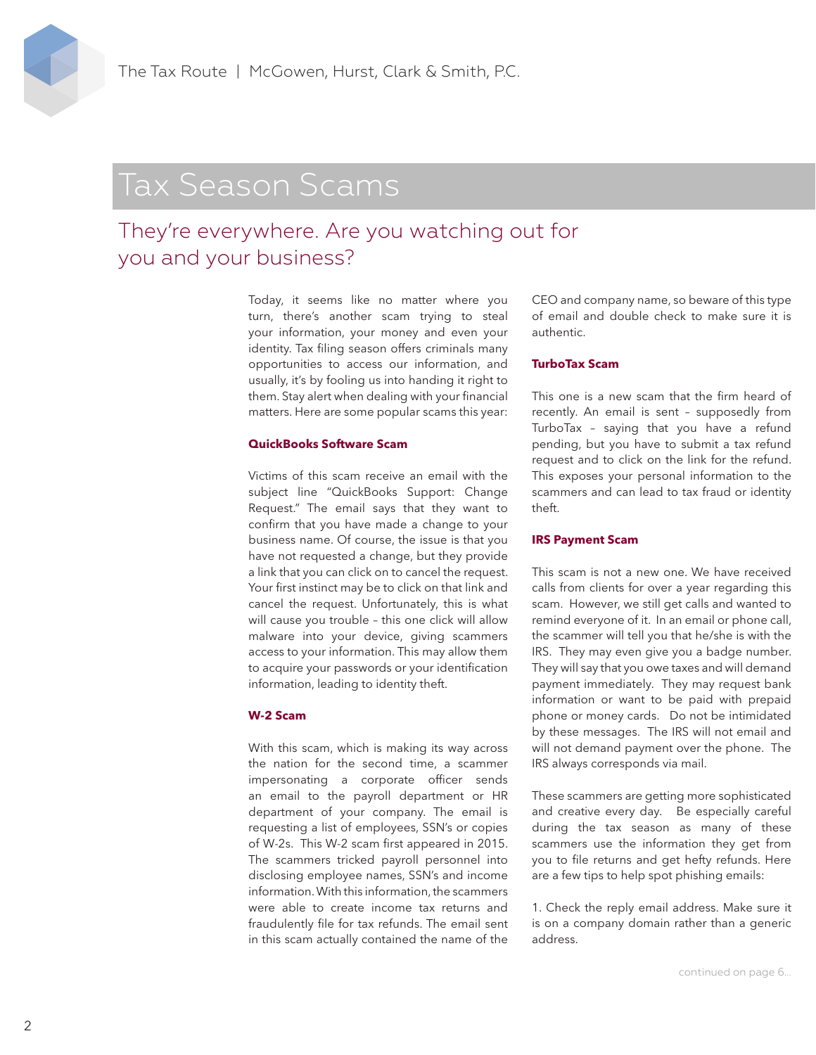# Tax Season Scams

## They're everywhere. Are you watching out for you and your business?

Today, it seems like no matter where you turn, there's another scam trying to steal your information, your money and even your identity. Tax filing season offers criminals many opportunities to access our information, and usually, it's by fooling us into handing it right to them. Stay alert when dealing with your financial matters. Here are some popular scams this year:

### QuickBooks Software Scam

Victims of this scam receive an email with the subject line "QuickBooks Support: Change Request." The email says that they want to confirm that you have made a change to your business name. Of course, the issue is that you have not requested a change, but they provide a link that you can click on to cancel the request. Your first instinct may be to click on that link and cancel the request. Unfortunately, this is what will cause you trouble – this one click will allow malware into your device, giving scammers access to your information. This may allow them to acquire your passwords or your identification information, leading to identity theft.

### W-2 Scam

With this scam, which is making its way across the nation for the second time, a scammer impersonating a corporate officer sends an email to the payroll department or HR department of your company. The email is requesting a list of employees, SSN's or copies of W-2s. This W-2 scam first appeared in 2015. The scammers tricked payroll personnel into disclosing employee names, SSN's and income information. With this information, the scammers were able to create income tax returns and fraudulently file for tax refunds. The email sent in this scam actually contained the name of the CEO and company name, so beware of this type of email and double check to make sure it is authentic.

### TurboTax Scam

This one is a new scam that the firm heard of recently. An email is sent – supposedly from TurboTax – saying that you have a refund pending, but you have to submit a tax refund request and to click on the link for the refund. This exposes your personal information to the scammers and can lead to tax fraud or identity theft.

### IRS Payment Scam

This scam is not a new one. We have received calls from clients for over a year regarding this scam. However, we still get calls and wanted to remind everyone of it. In an email or phone call, the scammer will tell you that he/she is with the IRS. They may even give you a badge number. They will say that you owe taxes and will demand payment immediately. They may request bank information or want to be paid with prepaid phone or money cards. Do not be intimidated by these messages. The IRS will not email and will not demand payment over the phone. The IRS always corresponds via mail.

These scammers are getting more sophisticated and creative every day. Be especially careful during the tax season as many of these scammers use the information they get from you to file returns and get hefty refunds. Here are a few tips to help spot phishing emails:

1. Check the reply email address. Make sure it is on a company domain rather than a generic address.

continued on page 6...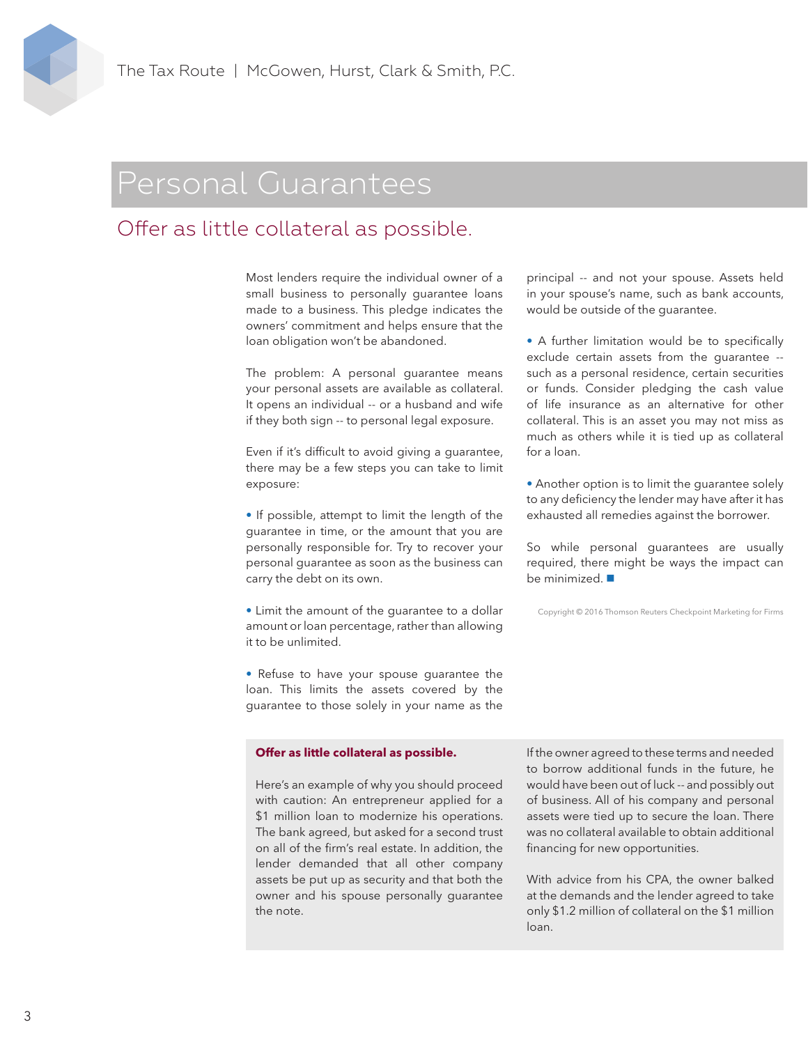# Personal Guarantees

## Offer as little collateral as possible.

Most lenders require the individual owner of a small business to personally guarantee loans made to a business. This pledge indicates the owners' commitment and helps ensure that the loan obligation won't be abandoned.

The problem: A personal guarantee means your personal assets are available as collateral. It opens an individual -- or a husband and wife if they both sign -- to personal legal exposure.

Even if it's difficult to avoid giving a guarantee, there may be a few steps you can take to limit exposure:

- If possible, attempt to limit the length of the guarantee in time, or the amount that you are personally responsible for. Try to recover your personal guarantee as soon as the business can carry the debt on its own.
- Limit the amount of the guarantee to a dollar amount or loan percentage, rather than allowing it to be unlimited.
- Refuse to have your spouse guarantee the loan. This limits the assets covered by the guarantee to those solely in your name as the principal -- and not your spouse. Assets held in your spouse's name, such as bank accounts, would be outside of the guarantee.
- A further limitation would be to specifically exclude certain assets from the guarantee -- such as a personal residence, certain securities or funds. Consider pledging the cash value of life insurance as an alternative for other collateral. This is an asset you may not miss as much as others while it is tied up as collateral for a loan.
- Another option is to limit the guarantee solely to any deficiency the lender may have after it has exhausted all remedies against the borrower.

So while personal guarantees are usually required, there might be ways the impact can be minimized. ■

Copyright © 2016 Thomson Reuters Checkpoint Marketing for Firms

**Offer as little collateral as possible.**

Here's an example of why you should proceed with caution: An entrepreneur applied for a $1 million loan to modernize his operations. The bank agreed, but asked for a second trust on all of the firm's real estate. In addition, the lender demanded that all other company assets be put up as security and that both the owner and his spouse personally guarantee the note.

If the owner agreed to these terms and needed to borrow additional funds in the future, he would have been out of luck -- and possibly out of business. All of his company and personal assets were tied up to secure the loan. There was no collateral available to obtain additional financing for new opportunities.

With advice from his CPA, the owner balked at the demands and the lender agreed to take only $1.2 million of collateral on the $1 million loan.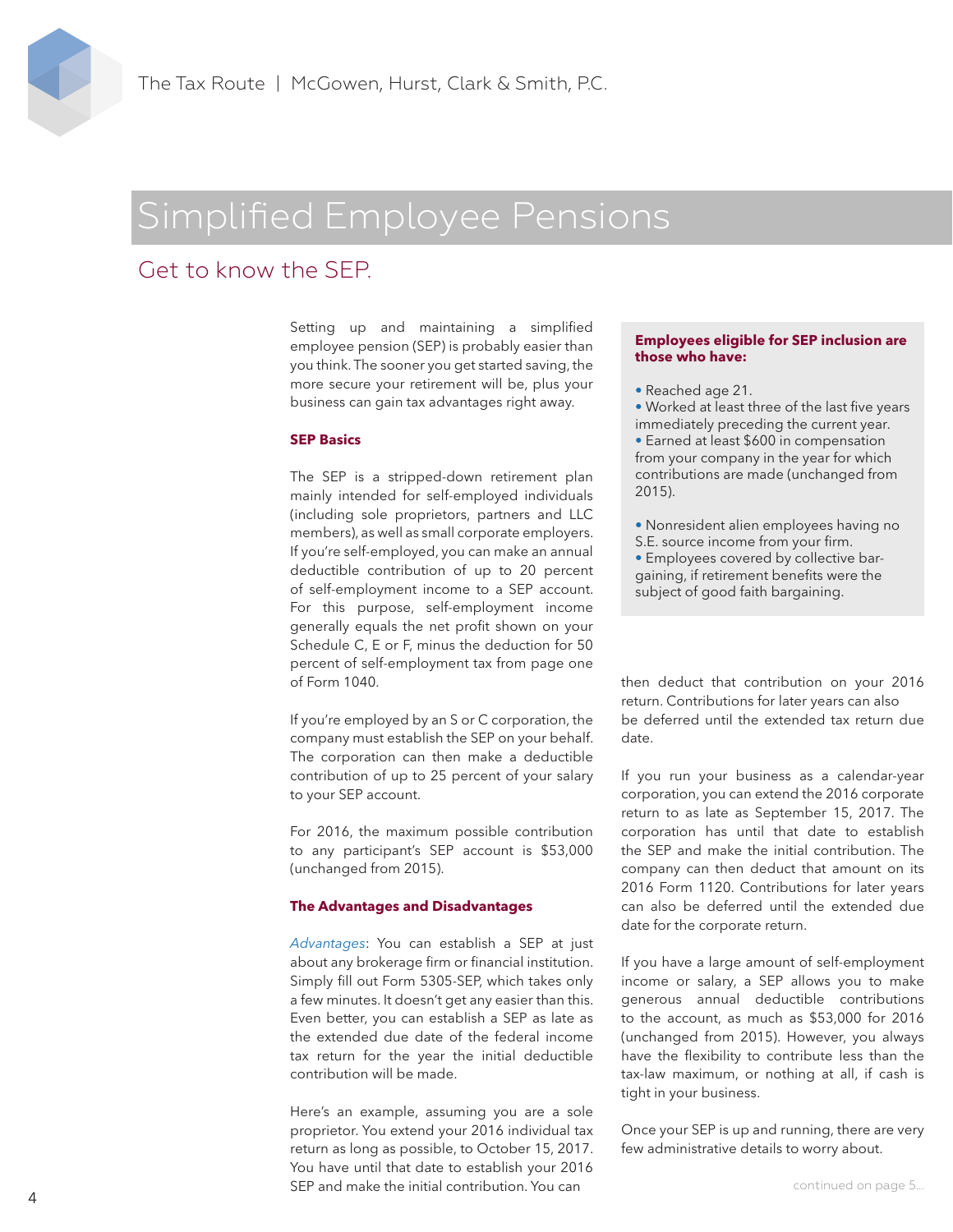# Simplified Employee Pensions

## Get to know the SEP.

Setting up and maintaining a simplified employee pension (SEP) is probably easier than you think. The sooner you get started saving, the more secure your retirement will be, plus your business can gain tax advantages right away.

### SEP Basics

The SEP is a stripped-down retirement plan mainly intended for self-employed individuals (including sole proprietors, partners and LLC members), as well as small corporate employers. If you're self-employed, you can make an annual deductible contribution of up to 20 percent of self-employment income to a SEP account. For this purpose, self-employment income generally equals the net profit shown on your Schedule C, E or F, minus the deduction for 50 percent of self-employment tax from page one of Form 1040.

If you're employed by an S or C corporation, the company must establish the SEP on your behalf. The corporation can then make a deductible contribution of up to 25 percent of your salary to your SEP account.

For 2016, the maximum possible contribution to any participant's SEP account is $53,000 (unchanged from 2015).

### The Advantages and Disadvantages

*Advantages*: You can establish a SEP at just about any brokerage firm or financial institution. Simply fill out Form 5305-SEP, which takes only a few minutes. It doesn't get any easier than this. Even better, you can establish a SEP as late as the extended due date of the federal income tax return for the year the initial deductible contribution will be made.

Here's an example, assuming you are a sole proprietor. You extend your 2016 individual tax return as long as possible, to October 15, 2017. You have until that date to establish your 2016 SEP and make the initial contribution. You can then deduct that contribution on your 2016 return. Contributions for later years can also be deferred until the extended tax return due date.

If you run your business as a calendar-year corporation, you can extend the 2016 corporate return to as late as September 15, 2017. The corporation has until that date to establish the SEP and make the initial contribution. The company can then deduct that amount on its 2016 Form 1120. Contributions for later years can also be deferred until the extended due date for the corporate return.

If you have a large amount of self-employment income or salary, a SEP allows you to make generous annual deductible contributions to the account, as much as $53,000 for 2016 (unchanged from 2015). However, you always have the flexibility to contribute less than the tax-law maximum, or nothing at all, if cash is tight in your business.

Once your SEP is up and running, there are very few administrative details to worry about.

continued on page 5...

**Employees eligible for SEP inclusion are those who have:**

- Reached age 21.
- Worked at least three of the last five years immediately preceding the current year.
- Earned at least $600 in compensation from your company in the year for which contributions are made (unchanged from 2015).

- Nonresident alien employees having no S.E. source income from your firm.
- Employees covered by collective bargaining, if retirement benefits were the subject of good faith bargaining.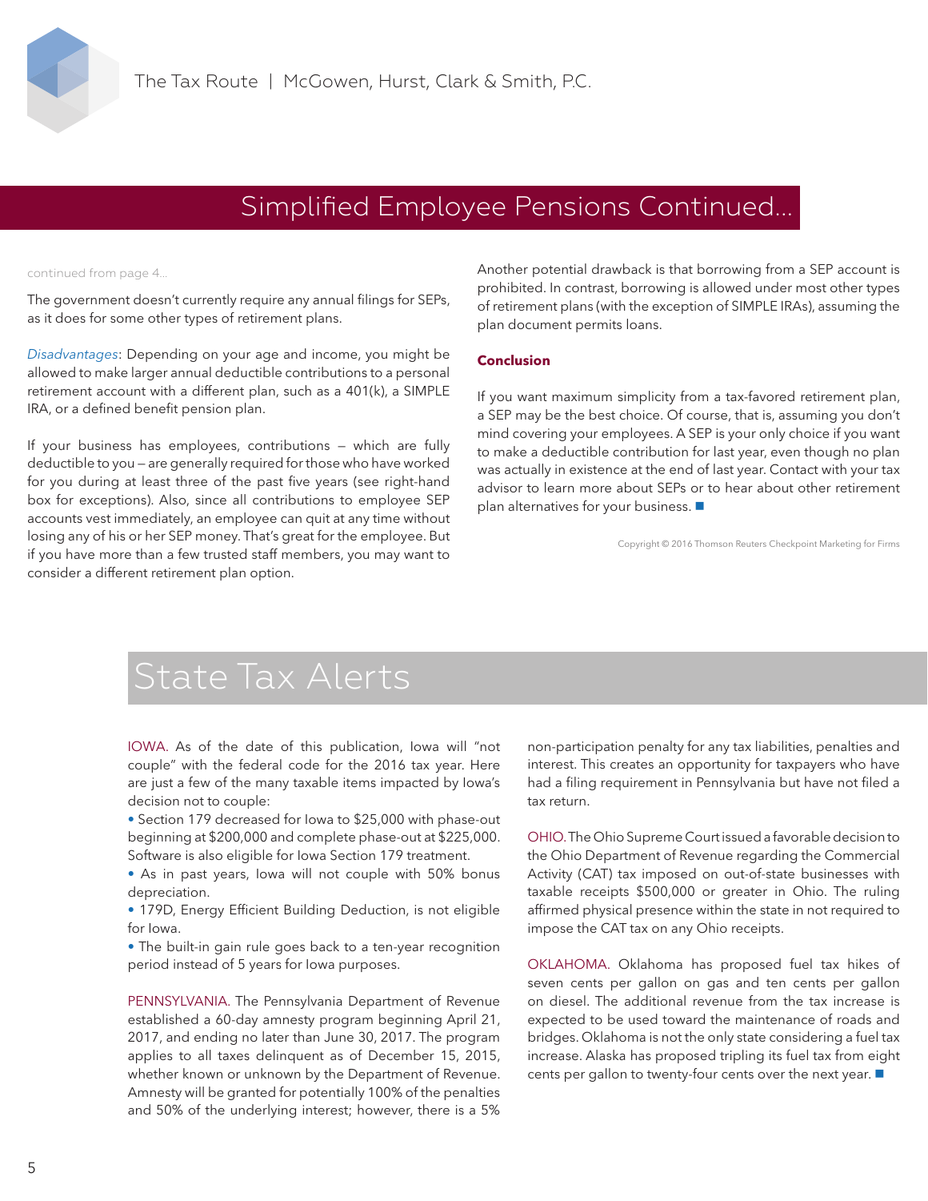## Simplified Employee Pensions Continued...

continued from page 4...

The government doesn't currently require any annual filings for SEPs, as it does for some other types of retirement plans.

*Disadvantages*: Depending on your age and income, you might be allowed to make larger annual deductible contributions to a personal retirement account with a different plan, such as a 401(k), a SIMPLE IRA, or a defined benefit pension plan.

If your business has employees, contributions – which are fully deductible to you – are generally required for those who have worked for you during at least three of the past five years (see right-hand box for exceptions). Also, since all contributions to employee SEP accounts vest immediately, an employee can quit at any time without losing any of his or her SEP money. That's great for the employee. But if you have more than a few trusted staff members, you may want to consider a different retirement plan option.

Another potential drawback is that borrowing from a SEP account is prohibited. In contrast, borrowing is allowed under most other types of retirement plans (with the exception of SIMPLE IRAs), assuming the plan document permits loans.

**Conclusion**

If you want maximum simplicity from a tax-favored retirement plan, a SEP may be the best choice. Of course, that is, assuming you don't mind covering your employees. A SEP is your only choice if you want to make a deductible contribution for last year, even though no plan was actually in existence at the end of last year. Contact with your tax advisor to learn more about SEPs or to hear about other retirement plan alternatives for your business.

Copyright © 2016 Thomson Reuters Checkpoint Marketing for Firms

## State Tax Alerts

IOWA. As of the date of this publication, Iowa will "not couple" with the federal code for the 2016 tax year. Here are just a few of the many taxable items impacted by Iowa's decision not to couple:

- Section 179 decreased for Iowa to $25,000 with phase-out beginning at $200,000 and complete phase-out at $225,000. Software is also eligible for Iowa Section 179 treatment.
- As in past years, Iowa will not couple with 50% bonus depreciation.
- 179D, Energy Efficient Building Deduction, is not eligible for Iowa.
- The built-in gain rule goes back to a ten-year recognition period instead of 5 years for Iowa purposes.

PENNSYLVANIA. The Pennsylvania Department of Revenue established a 60-day amnesty program beginning April 21, 2017, and ending no later than June 30, 2017. The program applies to all taxes delinquent as of December 15, 2015, whether known or unknown by the Department of Revenue. Amnesty will be granted for potentially 100% of the penalties and 50% of the underlying interest; however, there is a 5% non-participation penalty for any tax liabilities, penalties and interest. This creates an opportunity for taxpayers who have had a filing requirement in Pennsylvania but have not filed a tax return.

OHIO. The Ohio Supreme Court issued a favorable decision to the Ohio Department of Revenue regarding the Commercial Activity (CAT) tax imposed on out-of-state businesses with taxable receipts $500,000 or greater in Ohio. The ruling affirmed physical presence within the state in not required to impose the CAT tax on any Ohio receipts.

OKLAHOMA. Oklahoma has proposed fuel tax hikes of seven cents per gallon on gas and ten cents per gallon on diesel. The additional revenue from the tax increase is expected to be used toward the maintenance of roads and bridges. Oklahoma is not the only state considering a fuel tax increase. Alaska has proposed tripling its fuel tax from eight cents per gallon to twenty-four cents over the next year.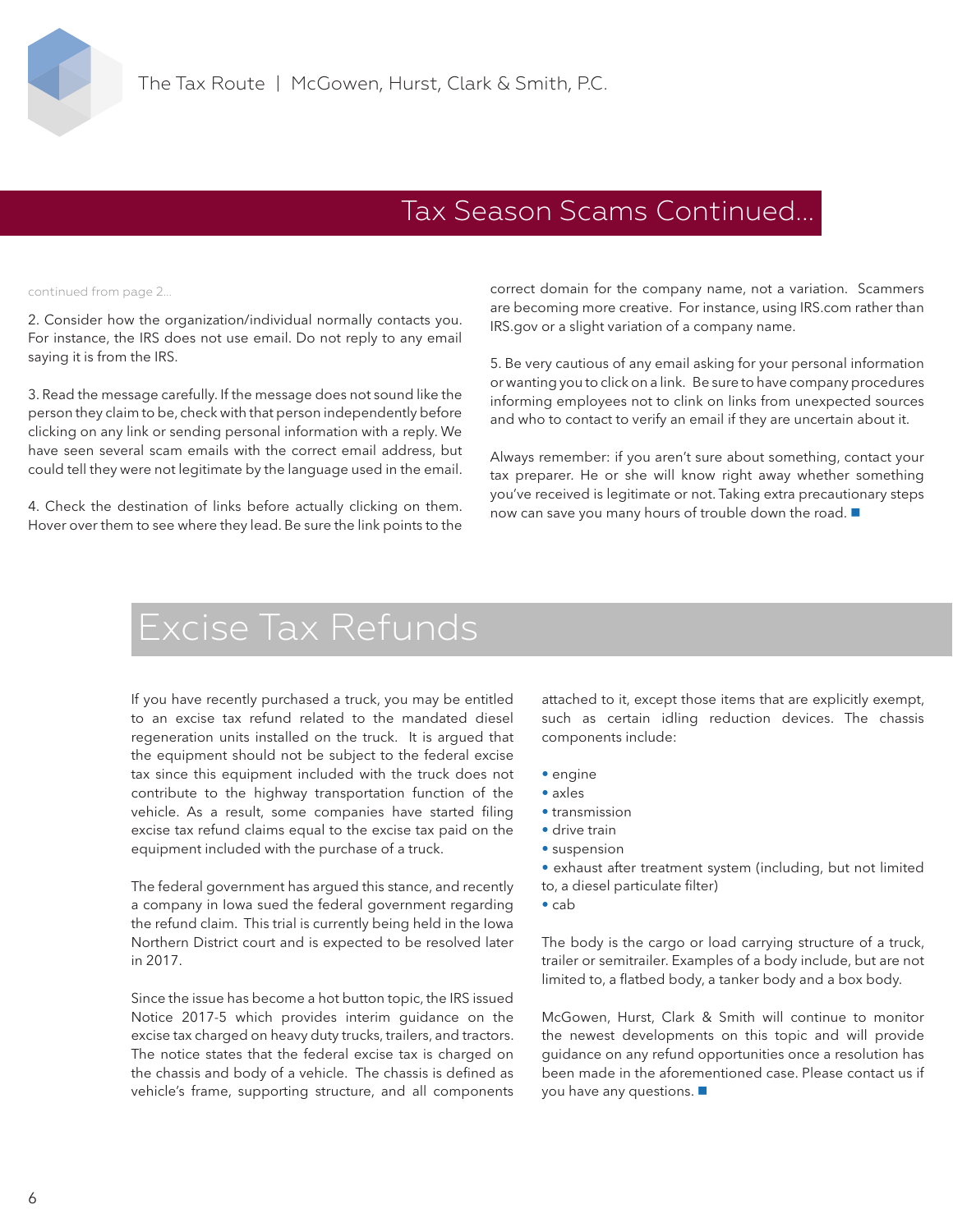## Tax Season Scams Continued...

continued from page 2...

2. Consider how the organization/individual normally contacts you. For instance, the IRS does not use email. Do not reply to any email saying it is from the IRS.

3. Read the message carefully. If the message does not sound like the person they claim to be, check with that person independently before clicking on any link or sending personal information with a reply. We have seen several scam emails with the correct email address, but could tell they were not legitimate by the language used in the email.

4. Check the destination of links before actually clicking on them. Hover over them to see where they lead. Be sure the link points to the correct domain for the company name, not a variation. Scammers are becoming more creative. For instance, using IRS.com rather than IRS.gov or a slight variation of a company name.

5. Be very cautious of any email asking for your personal information or wanting you to click on a link. Be sure to have company procedures informing employees not to clink on links from unexpected sources and who to contact to verify an email if they are uncertain about it.

Always remember: if you aren't sure about something, contact your tax preparer. He or she will know right away whether something you've received is legitimate or not. Taking extra precautionary steps now can save you many hours of trouble down the road. ■

# Excise Tax Refunds

If you have recently purchased a truck, you may be entitled to an excise tax refund related to the mandated diesel regeneration units installed on the truck. It is argued that the equipment should not be subject to the federal excise tax since this equipment included with the truck does not contribute to the highway transportation function of the vehicle. As a result, some companies have started filing excise tax refund claims equal to the excise tax paid on the equipment included with the purchase of a truck.

The federal government has argued this stance, and recently a company in Iowa sued the federal government regarding the refund claim. This trial is currently being held in the Iowa Northern District court and is expected to be resolved later in 2017.

Since the issue has become a hot button topic, the IRS issued Notice 2017-5 which provides interim guidance on the excise tax charged on heavy duty trucks, trailers, and tractors. The notice states that the federal excise tax is charged on the chassis and body of a vehicle. The chassis is defined as vehicle's frame, supporting structure, and all components attached to it, except those items that are explicitly exempt, such as certain idling reduction devices. The chassis components include:

- engine
- axles
- transmission
- drive train
- suspension
- exhaust after treatment system (including, but not limited to, a diesel particulate filter)
- cab

The body is the cargo or load carrying structure of a truck, trailer or semitrailer. Examples of a body include, but are not limited to, a flatbed body, a tanker body and a box body.

McGowen, Hurst, Clark & Smith will continue to monitor the newest developments on this topic and will provide guidance on any refund opportunities once a resolution has been made in the aforementioned case. Please contact us if you have any questions. ■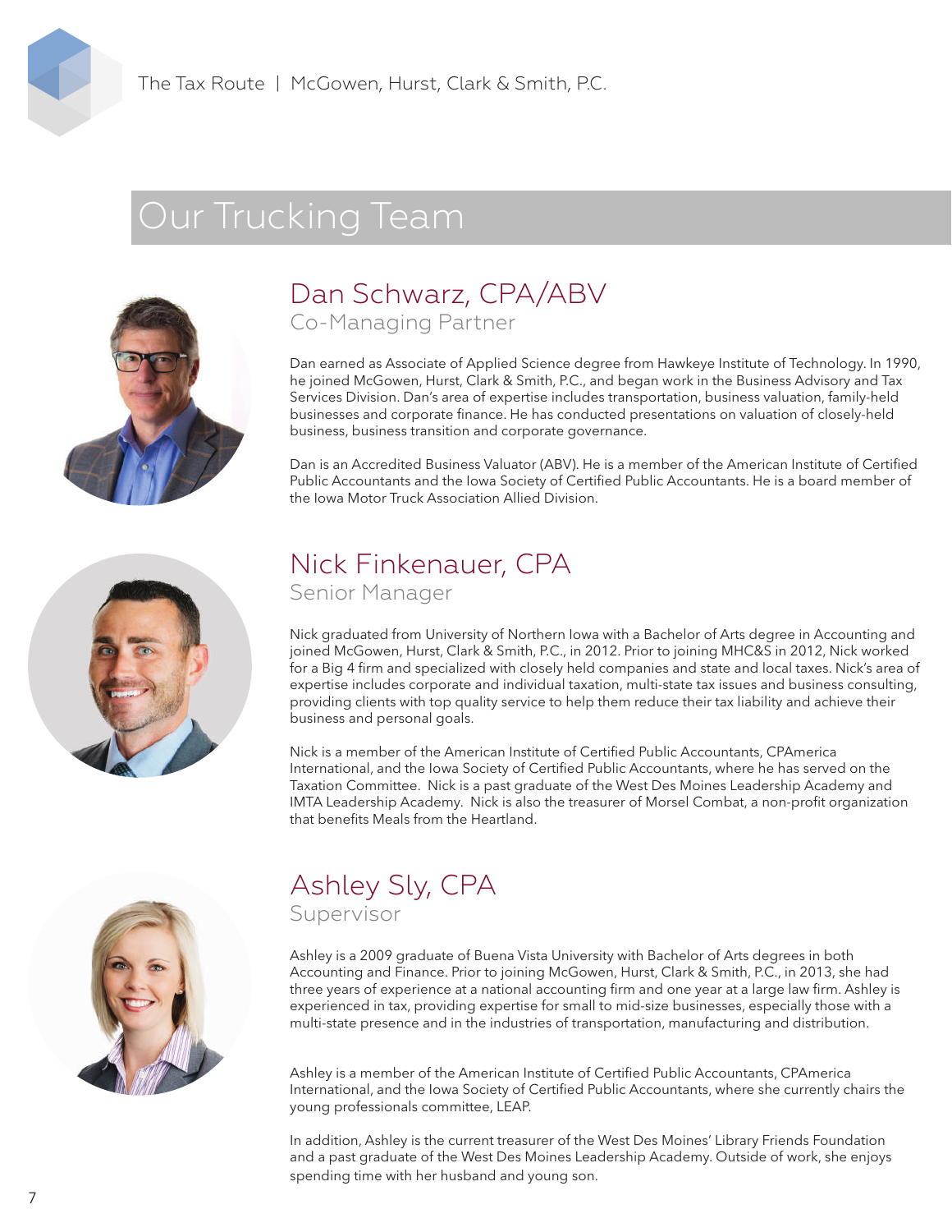# Our Trucking Team

## Dan Schwarz, CPA/ABV

Co-Managing Partner

Dan earned as Associate of Applied Science degree from Hawkeye Institute of Technology. In 1990, he joined McGowen, Hurst, Clark & Smith, P.C., and began work in the Business Advisory and Tax Services Division. Dan's area of expertise includes transportation, business valuation, family-held businesses and corporate finance. He has conducted presentations on valuation of closely-held business, business transition and corporate governance.

Dan is an Accredited Business Valuator (ABV). He is a member of the American Institute of Certified Public Accountants and the Iowa Society of Certified Public Accountants. He is a board member of the Iowa Motor Truck Association Allied Division.

## Nick Finkenauer, CPA

Senior Manager

Nick graduated from University of Northern Iowa with a Bachelor of Arts degree in Accounting and joined McGowen, Hurst, Clark & Smith, P.C., in 2012. Prior to joining MHC&S in 2012, Nick worked for a Big 4 firm and specialized with closely held companies and state and local taxes. Nick's area of expertise includes corporate and individual taxation, multi-state tax issues and business consulting, providing clients with top quality service to help them reduce their tax liability and achieve their business and personal goals.

Nick is a member of the American Institute of Certified Public Accountants, CPAmerica International, and the Iowa Society of Certified Public Accountants, where he has served on the Taxation Committee. Nick is a past graduate of the West Des Moines Leadership Academy and IMTA Leadership Academy. Nick is also the treasurer of Morsel Combat, a non-profit organization that benefits Meals from the Heartland.

## Ashley Sly, CPA

Supervisor

Ashley is a 2009 graduate of Buena Vista University with Bachelor of Arts degrees in both Accounting and Finance. Prior to joining McGowen, Hurst, Clark & Smith, P.C., in 2013, she had three years of experience at a national accounting firm and one year at a large law firm. Ashley is experienced in tax, providing expertise for small to mid-size businesses, especially those with a multi-state presence and in the industries of transportation, manufacturing and distribution.

Ashley is a member of the American Institute of Certified Public Accountants, CPAmerica International, and the Iowa Society of Certified Public Accountants, where she currently chairs the young professionals committee, LEAP.

In addition, Ashley is the current treasurer of the West Des Moines' Library Friends Foundation and a past graduate of the West Des Moines Leadership Academy. Outside of work, she enjoys spending time with her husband and young son.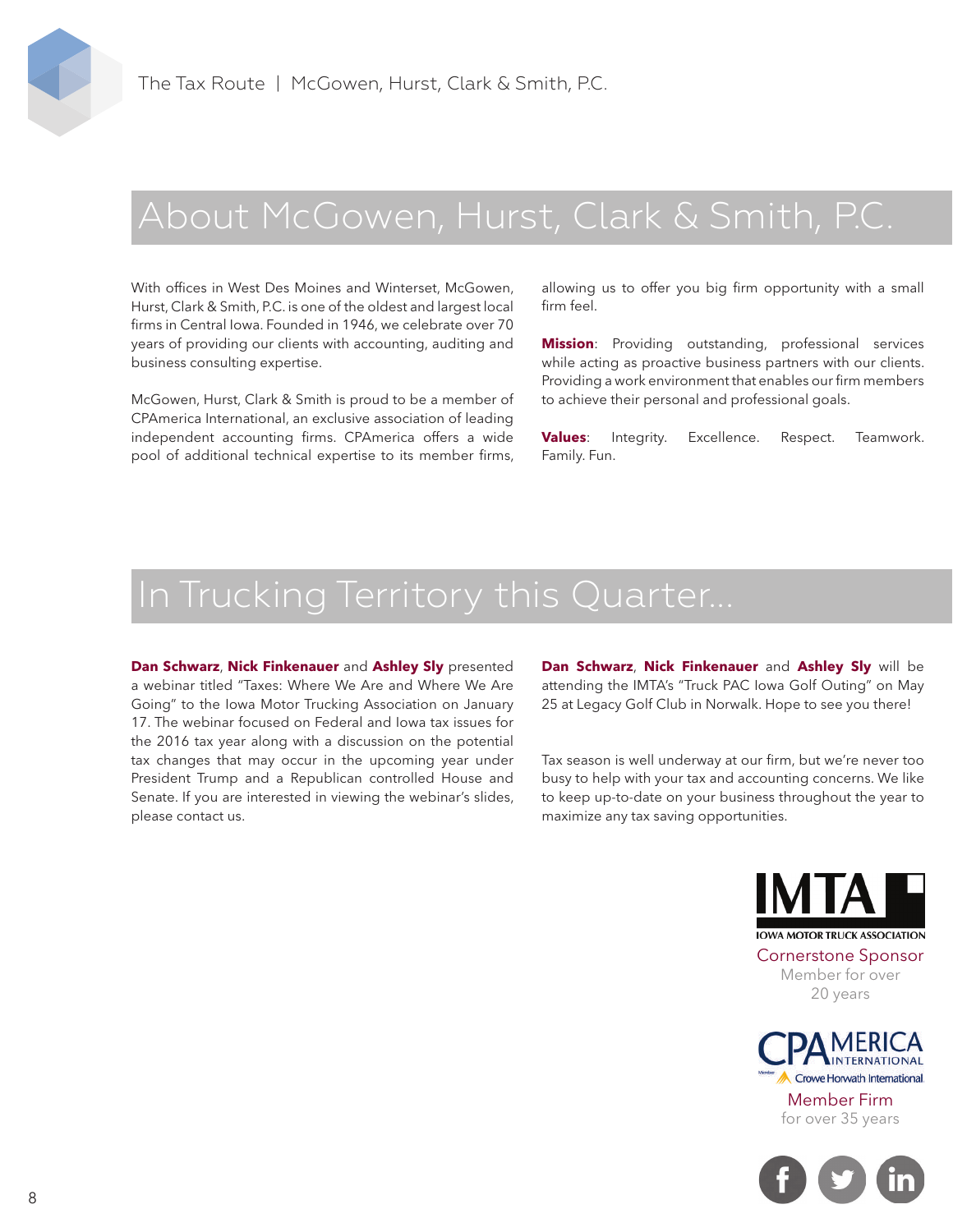# About McGowen, Hurst, Clark & Smith, P.C.

With offices in West Des Moines and Winterset, McGowen, Hurst, Clark & Smith, P.C. is one of the oldest and largest local firms in Central Iowa. Founded in 1946, we celebrate over 70 years of providing our clients with accounting, auditing and business consulting expertise.

McGowen, Hurst, Clark & Smith is proud to be a member of CPAmerica International, an exclusive association of leading independent accounting firms. CPAmerica offers a wide pool of additional technical expertise to its member firms, allowing us to offer you big firm opportunity with a small firm feel.

**Mission**: Providing outstanding, professional services while acting as proactive business partners with our clients. Providing a work environment that enables our firm members to achieve their personal and professional goals.

**Values**: Integrity. Excellence. Respect. Teamwork. Family. Fun.

# In Trucking Territory this Quarter...

**Dan Schwarz**, **Nick Finkenauer** and **Ashley Sly** presented a webinar titled "Taxes: Where We Are and Where We Are Going" to the Iowa Motor Trucking Association on January 17. The webinar focused on Federal and Iowa tax issues for the 2016 tax year along with a discussion on the potential tax changes that may occur in the upcoming year under President Trump and a Republican controlled House and Senate. If you are interested in viewing the webinar's slides, please contact us.

**Dan Schwarz**, **Nick Finkenauer** and **Ashley Sly** will be attending the IMTA's "Truck PAC Iowa Golf Outing" on May 25 at Legacy Golf Club in Norwalk. Hope to see you there!

Tax season is well underway at our firm, but we're never too busy to help with your tax and accounting concerns. We like to keep up-to-date on your business throughout the year to maximize any tax saving opportunities.

IMTA
IOWA MOTOR TRUCK ASSOCIATION
Cornerstone Sponsor
Member for over 20 years

CPAMERICA INTERNATIONAL
Member Crowe Horwath International
Member Firm
for over 35 years